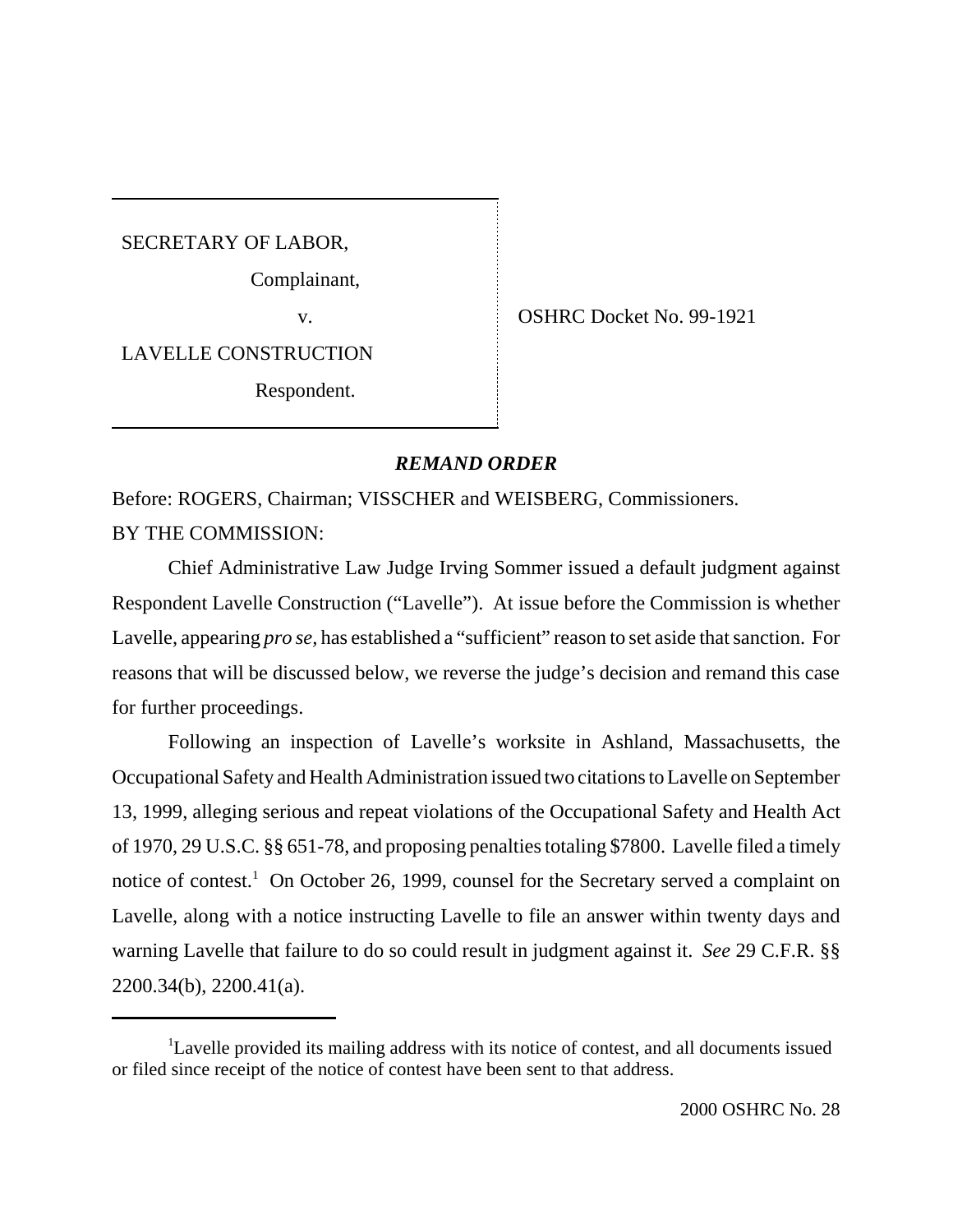| | |
|---|---|
| SECRETARY OF LABOR,<br>Complainant,<br>v.<br>LAVELLE CONSTRUCTION<br>Respondent. | OSHRC Docket No. 99-1921 |

## ***REMAND ORDER***

Before: ROGERS, Chairman; VISSCHER and WEISBERG, Commissioners.

BY THE COMMISSION:

Chief Administrative Law Judge Irving Sommer issued a default judgment against Respondent Lavelle Construction ("Lavelle"). At issue before the Commission is whether Lavelle, appearing *pro se,* has established a "sufficient" reason to set aside that sanction. For reasons that will be discussed below, we reverse the judge's decision and remand this case for further proceedings.

Following an inspection of Lavelle's worksite in Ashland, Massachusetts, the Occupational Safety and Health Administration issued two citations to Lavelle on September 13, 1999, alleging serious and repeat violations of the Occupational Safety and Health Act of 1970, 29 U.S.C. §§ 651-78, and proposing penalties totaling $7800. Lavelle filed a timely notice of contest.[1] On October 26, 1999, counsel for the Secretary served a complaint on Lavelle, along with a notice instructing Lavelle to file an answer within twenty days and warning Lavelle that failure to do so could result in judgment against it. *See* 29 C.F.R. §§ 2200.34(b), 2200.41(a).

---

[1] Lavelle provided its mailing address with its notice of contest, and all documents issued or filed since receipt of the notice of contest have been sent to that address.

2000 OSHRC No. 28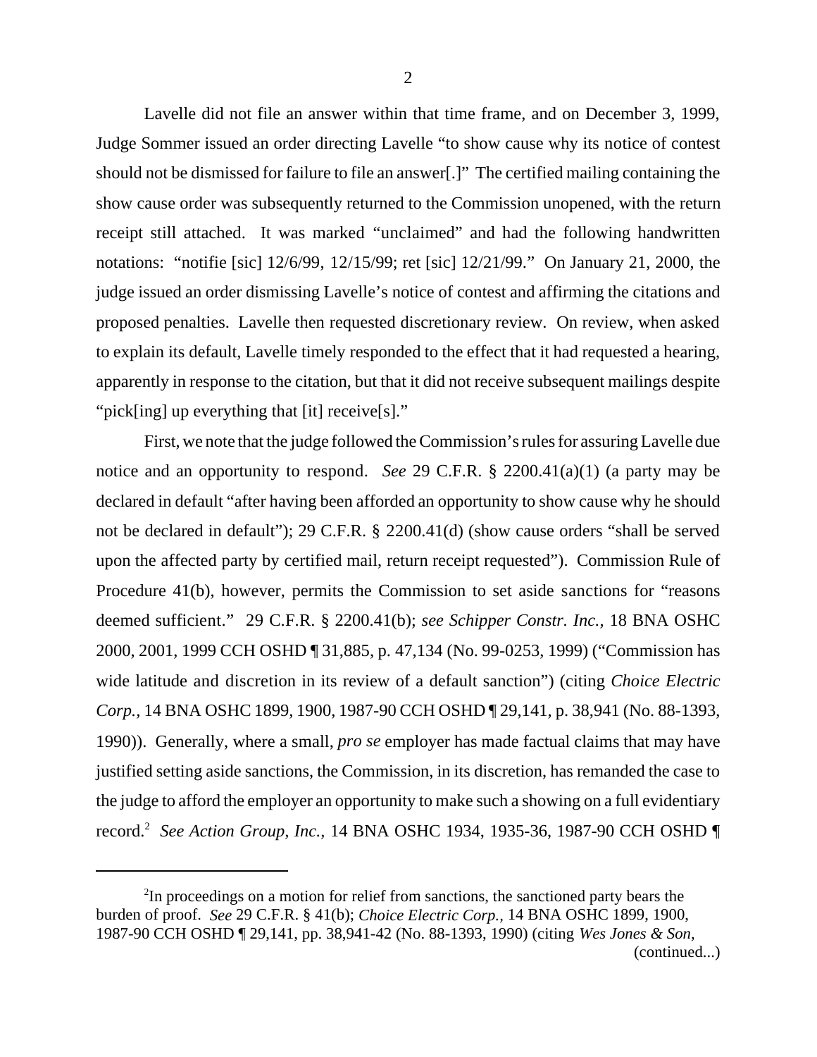Lavelle did not file an answer within that time frame, and on December 3, 1999, Judge Sommer issued an order directing Lavelle "to show cause why its notice of contest should not be dismissed for failure to file an answer[.]" The certified mailing containing the show cause order was subsequently returned to the Commission unopened, with the return receipt still attached. It was marked "unclaimed" and had the following handwritten notations: "notifie [sic] 12/6/99, 12/15/99; ret [sic] 12/21/99." On January 21, 2000, the judge issued an order dismissing Lavelle's notice of contest and affirming the citations and proposed penalties. Lavelle then requested discretionary review. On review, when asked to explain its default, Lavelle timely responded to the effect that it had requested a hearing, apparently in response to the citation, but that it did not receive subsequent mailings despite "pick[ing] up everything that [it] receive[s]."

First, we note that the judge followed the Commission's rules for assuring Lavelle due notice and an opportunity to respond. *See* 29 C.F.R. § 2200.41(a)(1) (a party may be declared in default "after having been afforded an opportunity to show cause why he should not be declared in default"); 29 C.F.R. § 2200.41(d) (show cause orders "shall be served upon the affected party by certified mail, return receipt requested"). Commission Rule of Procedure 41(b), however, permits the Commission to set aside sanctions for "reasons deemed sufficient." 29 C.F.R. § 2200.41(b); *see Schipper Constr. Inc.,* 18 BNA OSHC 2000, 2001, 1999 CCH OSHD ¶ 31,885, p. 47,134 (No. 99-0253, 1999) ("Commission has wide latitude and discretion in its review of a default sanction") (citing *Choice Electric Corp.,* 14 BNA OSHC 1899, 1900, 1987-90 CCH OSHD ¶ 29,141, p. 38,941 (No. 88-1393, 1990)). Generally, where a small, *pro se* employer has made factual claims that may have justified setting aside sanctions, the Commission, in its discretion, has remanded the case to the judge to afford the employer an opportunity to make such a showing on a full evidentiary record.[2] *See Action Group, Inc.,* 14 BNA OSHC 1934, 1935-36, 1987-90 CCH OSHD ¶

---

[2]In proceedings on a motion for relief from sanctions, the sanctioned party bears the burden of proof. *See* 29 C.F.R. § 41(b); *Choice Electric Corp.,* 14 BNA OSHC 1899, 1900, 1987-90 CCH OSHD ¶ 29,141, pp. 38,941-42 (No. 88-1393, 1990) (citing *Wes Jones & Son,*
(continued...)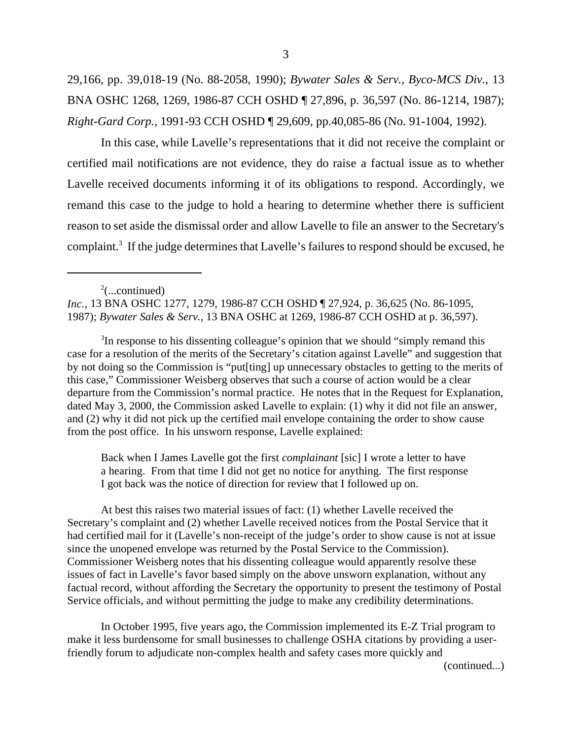29,166, pp. 39,018-19 (No. 88-2058, 1990); *Bywater Sales & Serv., Byco-MCS Div.*, 13 BNA OSHC 1268, 1269, 1986-87 CCH OSHD ¶ 27,896, p. 36,597 (No. 86-1214, 1987); *Right-Gard Corp.*, 1991-93 CCH OSHD ¶ 29,609, pp.40,085-86 (No. 91-1004, 1992).

In this case, while Lavelle's representations that it did not receive the complaint or certified mail notifications are not evidence, they do raise a factual issue as to whether Lavelle received documents informing it of its obligations to respond. Accordingly, we remand this case to the judge to hold a hearing to determine whether there is sufficient reason to set aside the dismissal order and allow Lavelle to file an answer to the Secretary's complaint.[3] If the judge determines that Lavelle's failures to respond should be excused, he

---

[2](...continued)
*Inc.*, 13 BNA OSHC 1277, 1279, 1986-87 CCH OSHD ¶ 27,924, p. 36,625 (No. 86-1095, 1987); *Bywater Sales & Serv.*, 13 BNA OSHC at 1269, 1986-87 CCH OSHD at p. 36,597).

[3]In response to his dissenting colleague's opinion that we should "simply remand this case for a resolution of the merits of the Secretary's citation against Lavelle" and suggestion that by not doing so the Commission is "put[ting] up unnecessary obstacles to getting to the merits of this case," Commissioner Weisberg observes that such a course of action would be a clear departure from the Commission's normal practice. He notes that in the Request for Explanation, dated May 3, 2000, the Commission asked Lavelle to explain: (1) why it did not file an answer, and (2) why it did not pick up the certified mail envelope containing the order to show cause from the post office. In his unsworn response, Lavelle explained:

> Back when I James Lavelle got the first *complainant* [sic] I wrote a letter to have a hearing. From that time I did not get no notice for anything. The first response I got back was the notice of direction for review that I followed up on.

At best this raises two material issues of fact: (1) whether Lavelle received the Secretary's complaint and (2) whether Lavelle received notices from the Postal Service that it had certified mail for it (Lavelle's non-receipt of the judge's order to show cause is not at issue since the unopened envelope was returned by the Postal Service to the Commission). Commissioner Weisberg notes that his dissenting colleague would apparently resolve these issues of fact in Lavelle's favor based simply on the above unsworn explanation, without any factual record, without affording the Secretary the opportunity to present the testimony of Postal Service officials, and without permitting the judge to make any credibility determinations.

In October 1995, five years ago, the Commission implemented its E-Z Trial program to make it less burdensome for small businesses to challenge OSHA citations by providing a user-friendly forum to adjudicate non-complex health and safety cases more quickly and

(continued...)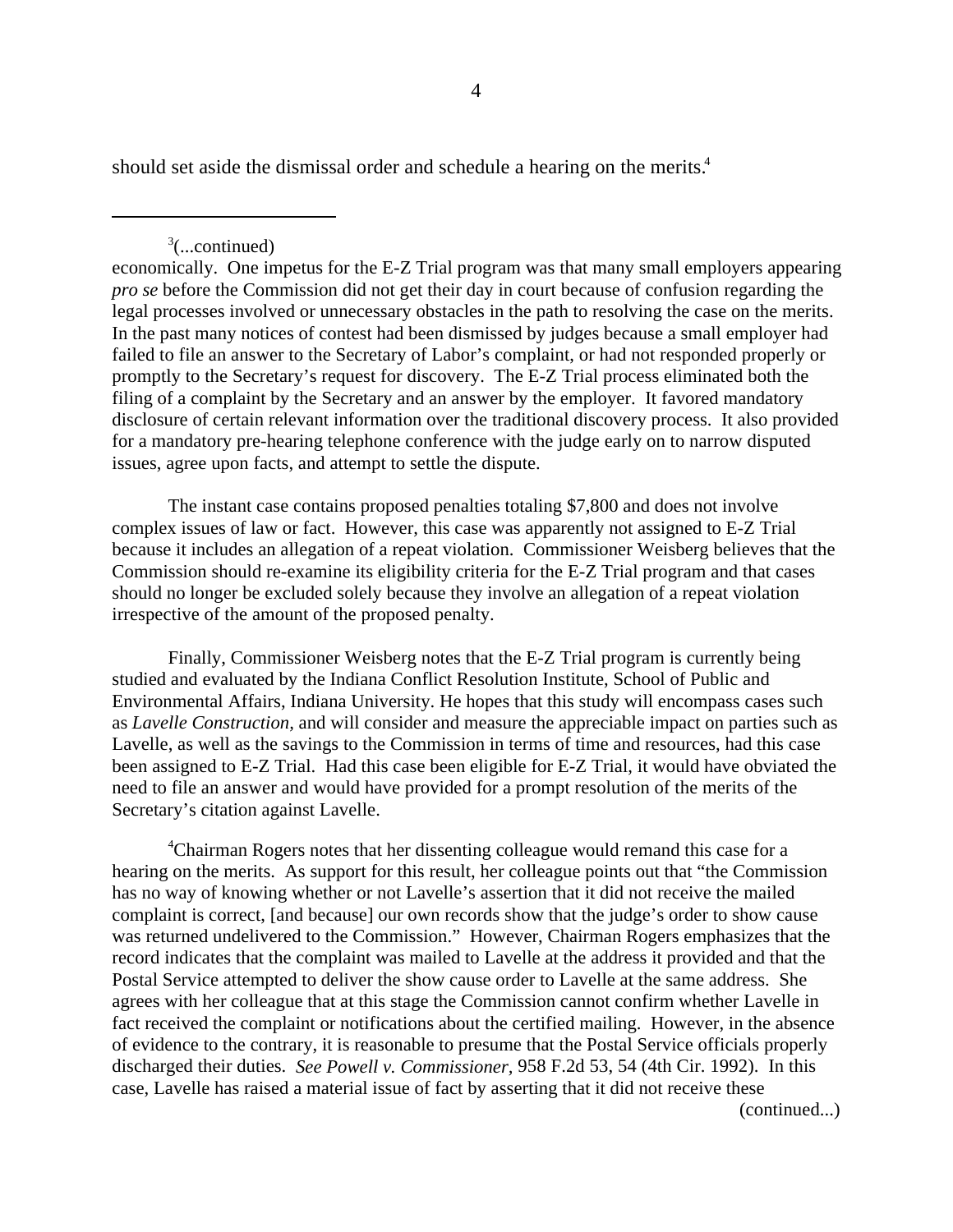should set aside the dismissal order and schedule a hearing on the merits.[4]

---

[3](...continued)

economically. One impetus for the E-Z Trial program was that many small employers appearing *pro se* before the Commission did not get their day in court because of confusion regarding the legal processes involved or unnecessary obstacles in the path to resolving the case on the merits. In the past many notices of contest had been dismissed by judges because a small employer had failed to file an answer to the Secretary of Labor's complaint, or had not responded properly or promptly to the Secretary's request for discovery. The E-Z Trial process eliminated both the filing of a complaint by the Secretary and an answer by the employer. It favored mandatory disclosure of certain relevant information over the traditional discovery process. It also provided for a mandatory pre-hearing telephone conference with the judge early on to narrow disputed issues, agree upon facts, and attempt to settle the dispute.

The instant case contains proposed penalties totaling $7,800 and does not involve complex issues of law or fact. However, this case was apparently not assigned to E-Z Trial because it includes an allegation of a repeat violation. Commissioner Weisberg believes that the Commission should re-examine its eligibility criteria for the E-Z Trial program and that cases should no longer be excluded solely because they involve an allegation of a repeat violation irrespective of the amount of the proposed penalty.

Finally, Commissioner Weisberg notes that the E-Z Trial program is currently being studied and evaluated by the Indiana Conflict Resolution Institute, School of Public and Environmental Affairs, Indiana University. He hopes that this study will encompass cases such as *Lavelle Construction,* and will consider and measure the appreciable impact on parties such as Lavelle, as well as the savings to the Commission in terms of time and resources, had this case been assigned to E-Z Trial. Had this case been eligible for E-Z Trial, it would have obviated the need to file an answer and would have provided for a prompt resolution of the merits of the Secretary's citation against Lavelle.

[4]Chairman Rogers notes that her dissenting colleague would remand this case for a hearing on the merits. As support for this result, her colleague points out that "the Commission has no way of knowing whether or not Lavelle's assertion that it did not receive the mailed complaint is correct, [and because] our own records show that the judge's order to show cause was returned undelivered to the Commission." However, Chairman Rogers emphasizes that the record indicates that the complaint was mailed to Lavelle at the address it provided and that the Postal Service attempted to deliver the show cause order to Lavelle at the same address. She agrees with her colleague that at this stage the Commission cannot confirm whether Lavelle in fact received the complaint or notifications about the certified mailing. However, in the absence of evidence to the contrary, it is reasonable to presume that the Postal Service officials properly discharged their duties. *See Powell v. Commissioner,* 958 F.2d 53, 54 (4th Cir. 1992). In this case, Lavelle has raised a material issue of fact by asserting that it did not receive these

(continued...)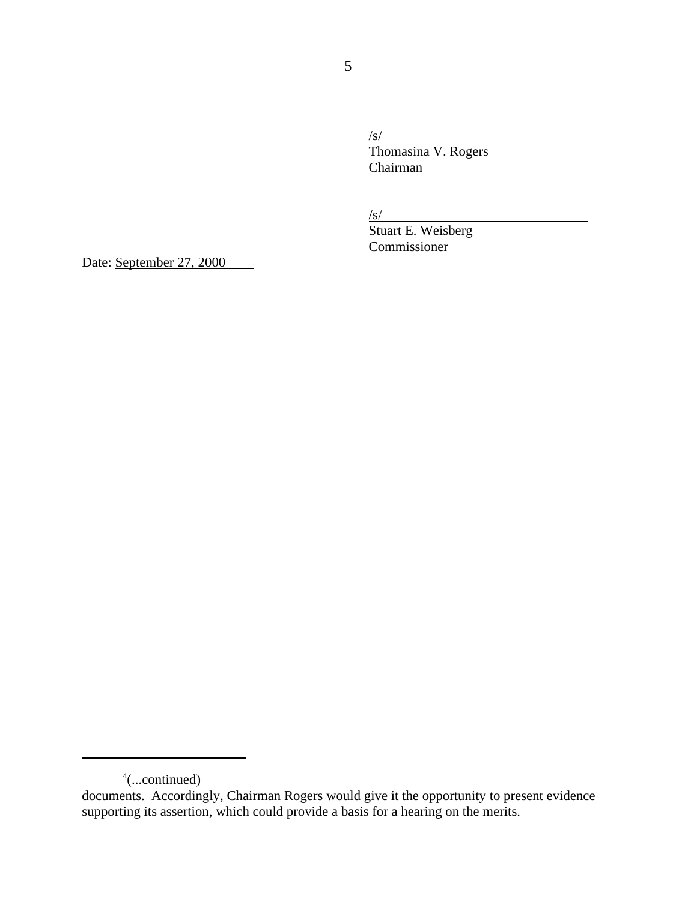/s/

Thomasina V. Rogers
Chairman

/s/

Stuart E. Weisberg
Commissioner

Date: September 27, 2000

---

[4](...continued)
documents. Accordingly, Chairman Rogers would give it the opportunity to present evidence supporting its assertion, which could provide a basis for a hearing on the merits.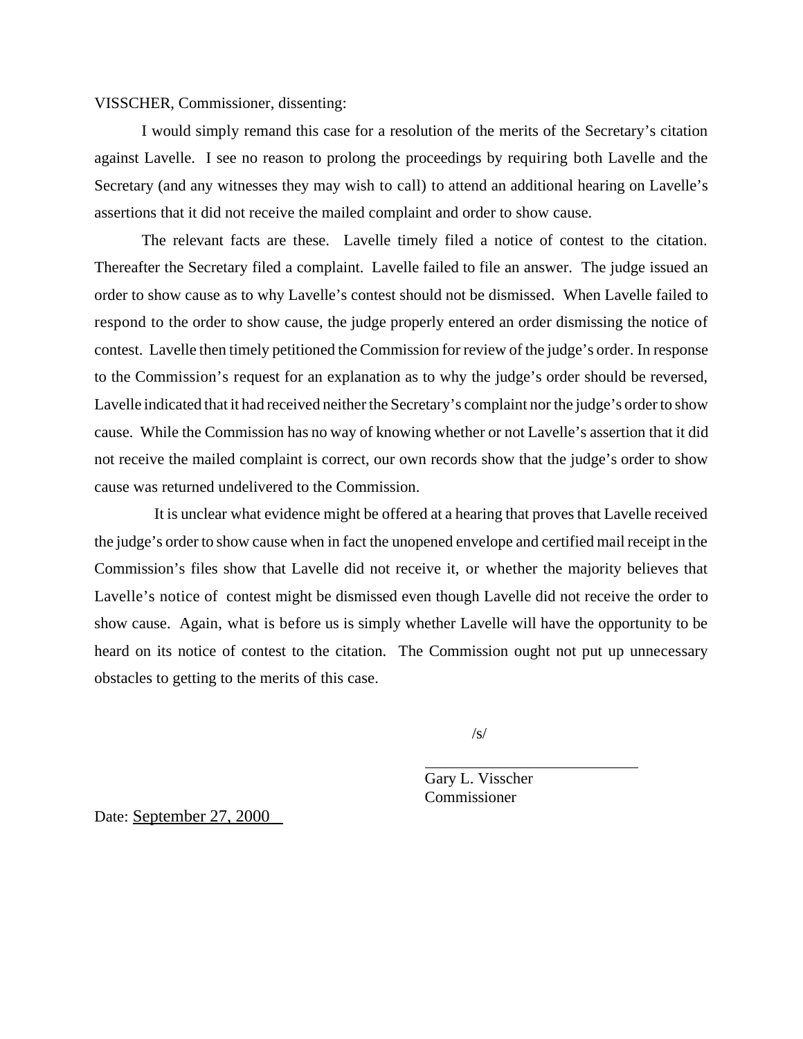VISSCHER, Commissioner, dissenting:

I would simply remand this case for a resolution of the merits of the Secretary's citation against Lavelle. I see no reason to prolong the proceedings by requiring both Lavelle and the Secretary (and any witnesses they may wish to call) to attend an additional hearing on Lavelle's assertions that it did not receive the mailed complaint and order to show cause.

The relevant facts are these. Lavelle timely filed a notice of contest to the citation. Thereafter the Secretary filed a complaint. Lavelle failed to file an answer. The judge issued an order to show cause as to why Lavelle's contest should not be dismissed. When Lavelle failed to respond to the order to show cause, the judge properly entered an order dismissing the notice of contest. Lavelle then timely petitioned the Commission for review of the judge's order. In response to the Commission's request for an explanation as to why the judge's order should be reversed, Lavelle indicated that it had received neither the Secretary's complaint nor the judge's order to show cause. While the Commission has no way of knowing whether or not Lavelle's assertion that it did not receive the mailed complaint is correct, our own records show that the judge's order to show cause was returned undelivered to the Commission.

It is unclear what evidence might be offered at a hearing that proves that Lavelle received the judge's order to show cause when in fact the unopened envelope and certified mail receipt in the Commission's files show that Lavelle did not receive it, or whether the majority believes that Lavelle's notice of contest might be dismissed even though Lavelle did not receive the order to show cause. Again, what is before us is simply whether Lavelle will have the opportunity to be heard on its notice of contest to the citation. The Commission ought not put up unnecessary obstacles to getting to the merits of this case.

/s/

Gary L. Visscher
Commissioner

Date: September 27, 2000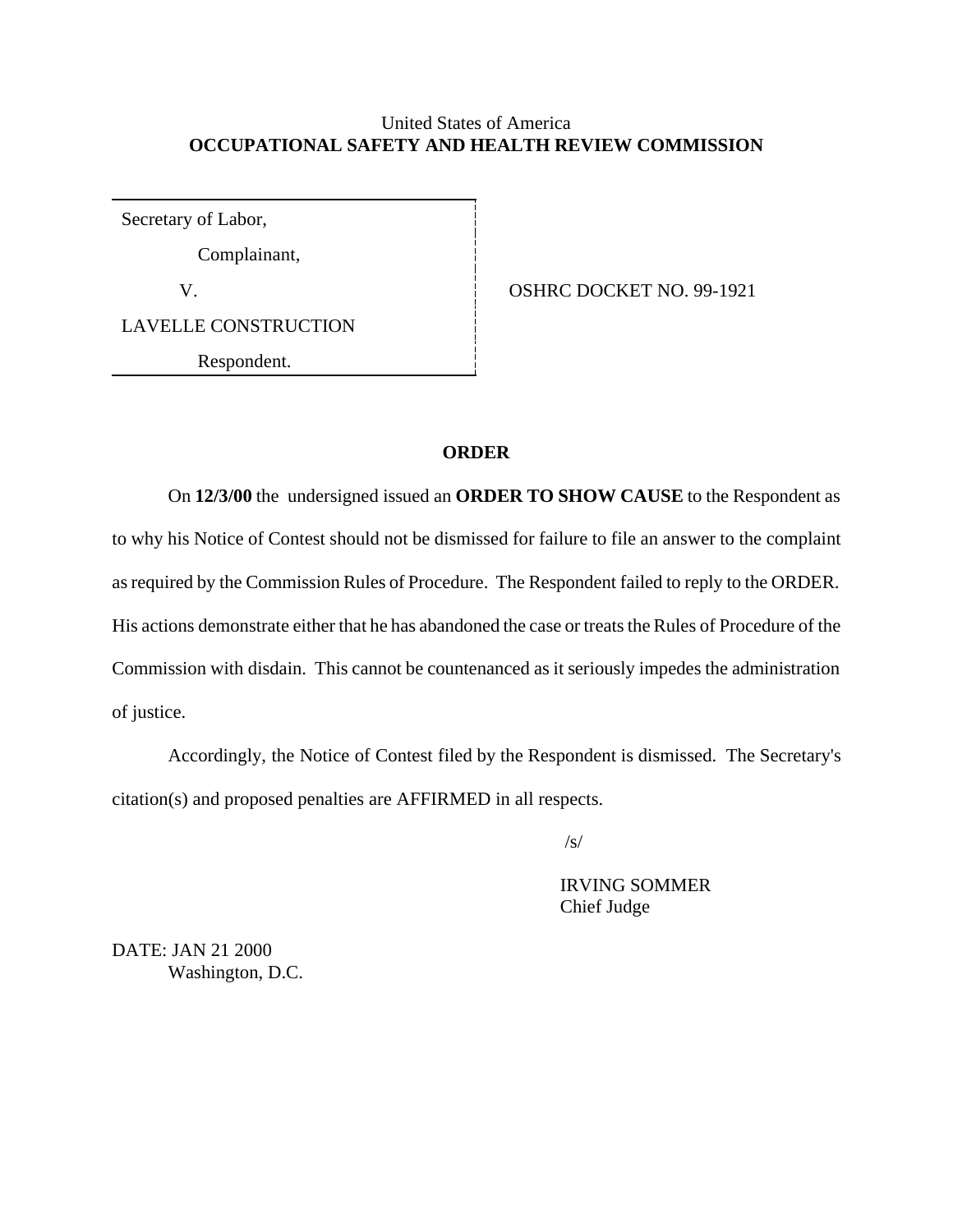United States of America
**OCCUPATIONAL SAFETY AND HEALTH REVIEW COMMISSION**

| | |
|---|---|
| Secretary of Labor,<br>Complainant,<br>V.<br>LAVELLE CONSTRUCTION<br>Respondent. | OSHRC DOCKET NO. 99-1921 |

**ORDER**

On **12/3/00** the undersigned issued an **ORDER TO SHOW CAUSE** to the Respondent as to why his Notice of Contest should not be dismissed for failure to file an answer to the complaint as required by the Commission Rules of Procedure. The Respondent failed to reply to the ORDER. His actions demonstrate either that he has abandoned the case or treats the Rules of Procedure of the Commission with disdain. This cannot be countenanced as it seriously impedes the administration of justice.

Accordingly, the Notice of Contest filed by the Respondent is dismissed. The Secretary's citation(s) and proposed penalties are AFFIRMED in all respects.

/s/

IRVING SOMMER
Chief Judge

DATE: JAN 21 2000
Washington, D.C.